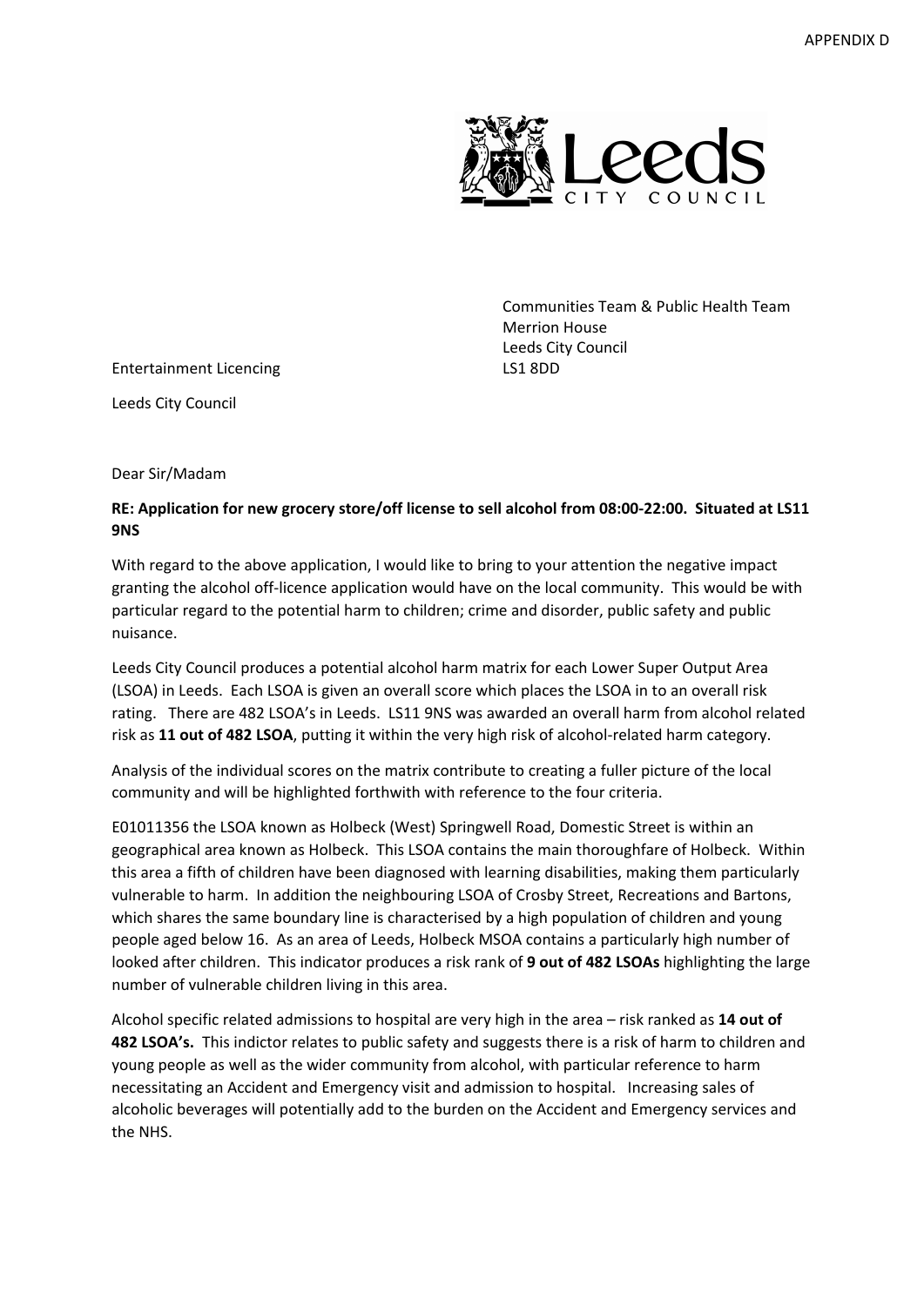APPENDIX D

Communities Team & Public Health Team
Merrion House
Leeds City Council
LS1 8DD

Entertainment Licencing

Leeds City Council

Dear Sir/Madam

**RE: Application for new grocery store/off license to sell alcohol from 08:00-22:00. Situated at LS11 9NS**

With regard to the above application, I would like to bring to your attention the negative impact granting the alcohol off-licence application would have on the local community. This would be with particular regard to the potential harm to children; crime and disorder, public safety and public nuisance.

Leeds City Council produces a potential alcohol harm matrix for each Lower Super Output Area (LSOA) in Leeds. Each LSOA is given an overall score which places the LSOA in to an overall risk rating. There are 482 LSOA's in Leeds. LS11 9NS was awarded an overall harm from alcohol related risk as **11 out of 482 LSOA**, putting it within the very high risk of alcohol-related harm category.

Analysis of the individual scores on the matrix contribute to creating a fuller picture of the local community and will be highlighted forthwith with reference to the four criteria.

E01011356 the LSOA known as Holbeck (West) Springwell Road, Domestic Street is within an geographical area known as Holbeck. This LSOA contains the main thoroughfare of Holbeck. Within this area a fifth of children have been diagnosed with learning disabilities, making them particularly vulnerable to harm. In addition the neighbouring LSOA of Crosby Street, Recreations and Bartons, which shares the same boundary line is characterised by a high population of children and young people aged below 16. As an area of Leeds, Holbeck MSOA contains a particularly high number of looked after children. This indicator produces a risk rank of **9 out of 482 LSOAs** highlighting the large number of vulnerable children living in this area.

Alcohol specific related admissions to hospital are very high in the area – risk ranked as **14 out of 482 LSOA's.** This indictor relates to public safety and suggests there is a risk of harm to children and young people as well as the wider community from alcohol, with particular reference to harm necessitating an Accident and Emergency visit and admission to hospital. Increasing sales of alcoholic beverages will potentially add to the burden on the Accident and Emergency services and the NHS.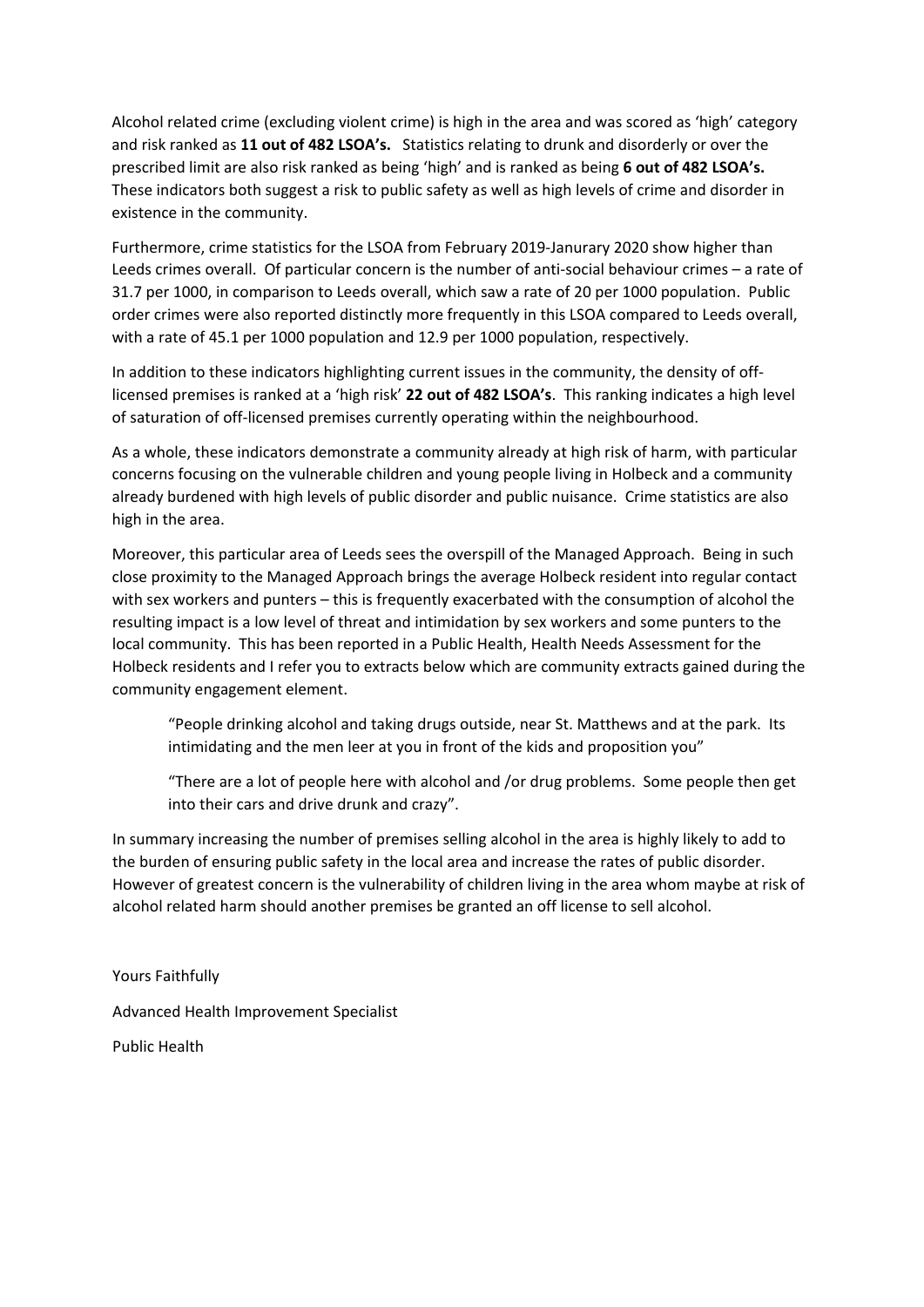Alcohol related crime (excluding violent crime) is high in the area and was scored as 'high' category and risk ranked as **11 out of 482 LSOA's.** Statistics relating to drunk and disorderly or over the prescribed limit are also risk ranked as being 'high' and is ranked as being **6 out of 482 LSOA's.** These indicators both suggest a risk to public safety as well as high levels of crime and disorder in existence in the community.

Furthermore, crime statistics for the LSOA from February 2019-Janurary 2020 show higher than Leeds crimes overall. Of particular concern is the number of anti-social behaviour crimes – a rate of 31.7 per 1000, in comparison to Leeds overall, which saw a rate of 20 per 1000 population. Public order crimes were also reported distinctly more frequently in this LSOA compared to Leeds overall, with a rate of 45.1 per 1000 population and 12.9 per 1000 population, respectively.

In addition to these indicators highlighting current issues in the community, the density of off-licensed premises is ranked at a 'high risk' **22 out of 482 LSOA's**. This ranking indicates a high level of saturation of off-licensed premises currently operating within the neighbourhood.

As a whole, these indicators demonstrate a community already at high risk of harm, with particular concerns focusing on the vulnerable children and young people living in Holbeck and a community already burdened with high levels of public disorder and public nuisance. Crime statistics are also high in the area.

Moreover, this particular area of Leeds sees the overspill of the Managed Approach. Being in such close proximity to the Managed Approach brings the average Holbeck resident into regular contact with sex workers and punters – this is frequently exacerbated with the consumption of alcohol the resulting impact is a low level of threat and intimidation by sex workers and some punters to the local community. This has been reported in a Public Health, Health Needs Assessment for the Holbeck residents and I refer you to extracts below which are community extracts gained during the community engagement element.

> "People drinking alcohol and taking drugs outside, near St. Matthews and at the park. Its intimidating and the men leer at you in front of the kids and proposition you"

> "There are a lot of people here with alcohol and /or drug problems. Some people then get into their cars and drive drunk and crazy".

In summary increasing the number of premises selling alcohol in the area is highly likely to add to the burden of ensuring public safety in the local area and increase the rates of public disorder. However of greatest concern is the vulnerability of children living in the area whom maybe at risk of alcohol related harm should another premises be granted an off license to sell alcohol.

Yours Faithfully

Advanced Health Improvement Specialist

Public Health